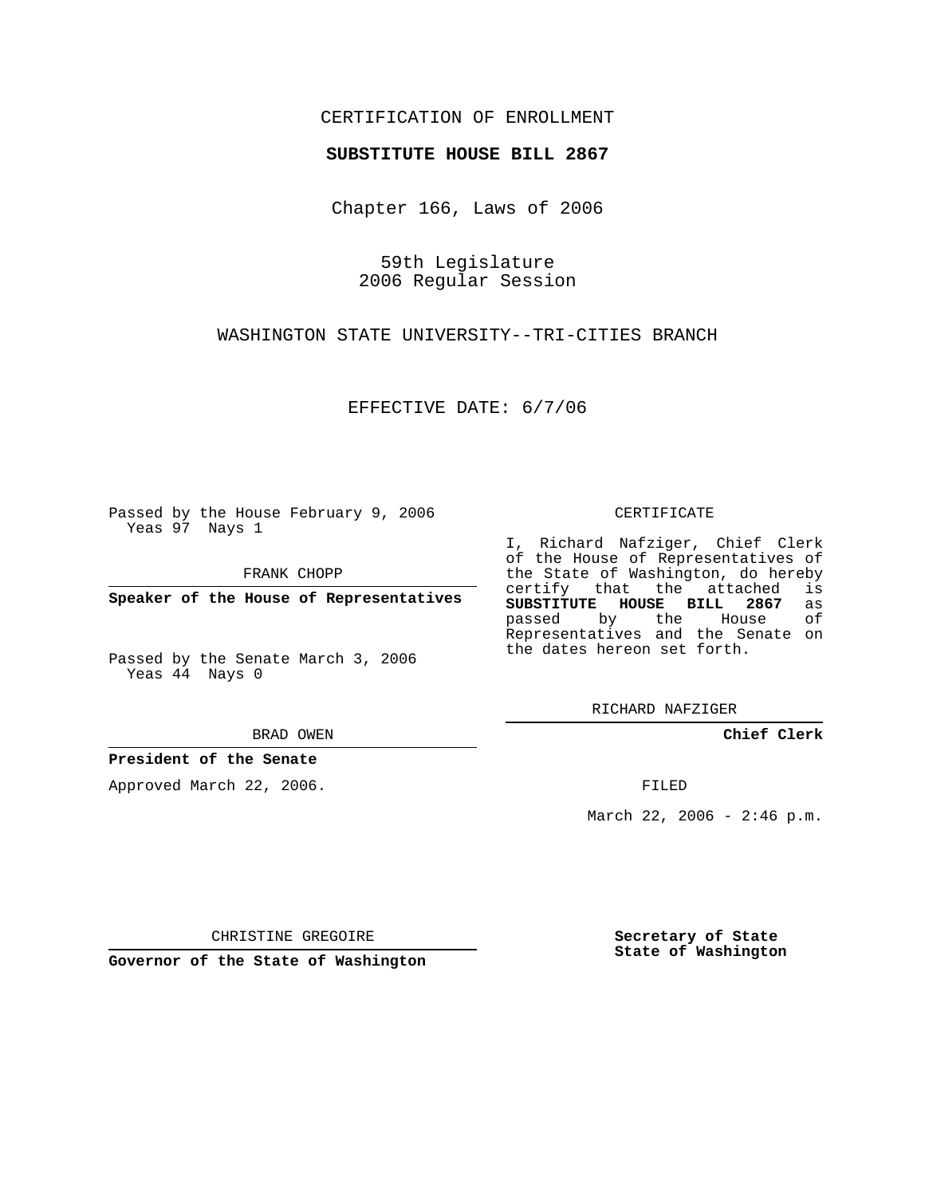CERTIFICATION OF ENROLLMENT

**SUBSTITUTE HOUSE BILL 2867**

Chapter 166, Laws of 2006

59th Legislature
2006 Regular Session

WASHINGTON STATE UNIVERSITY--TRI-CITIES BRANCH

EFFECTIVE DATE: 6/7/06

Passed by the House February 9, 2006
Yeas 97 Nays 1

FRANK CHOPP

**Speaker of the House of Representatives**

Passed by the Senate March 3, 2006
Yeas 44 Nays 0

BRAD OWEN

**President of the Senate**

Approved March 22, 2006.

CHRISTINE GREGOIRE

**Governor of the State of Washington**

CERTIFICATE

I, Richard Nafziger, Chief Clerk of the House of Representatives of the State of Washington, do hereby certify that the attached is **SUBSTITUTE HOUSE BILL 2867** as passed by the House of Representatives and the Senate on the dates hereon set forth.

RICHARD NAFZIGER

**Chief Clerk**

FILED

March 22, 2006 - 2:46 p.m.

**Secretary of State**
**State of Washington**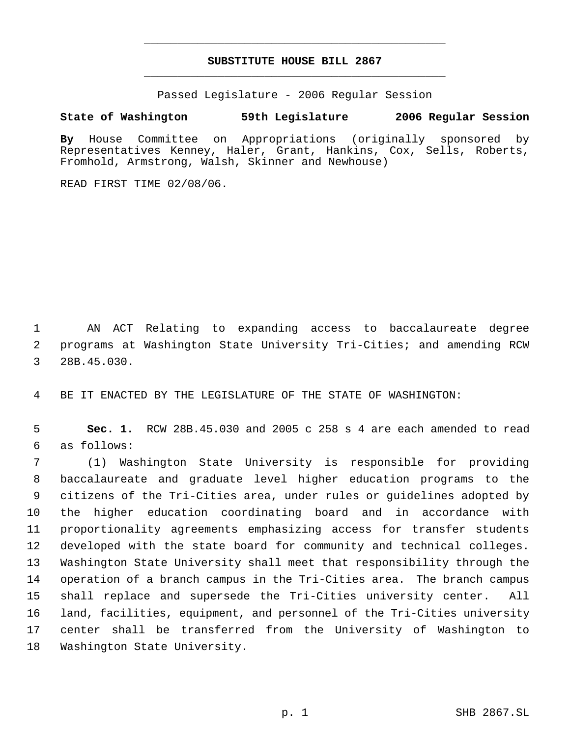# SUBSTITUTE HOUSE BILL 2867

Passed Legislature - 2006 Regular Session

**State of Washington 59th Legislature 2006 Regular Session**

**By** House Committee on Appropriations (originally sponsored by Representatives Kenney, Haler, Grant, Hankins, Cox, Sells, Roberts, Fromhold, Armstrong, Walsh, Skinner and Newhouse)

READ FIRST TIME 02/08/06.

AN ACT Relating to expanding access to baccalaureate degree programs at Washington State University Tri-Cities; and amending RCW 28B.45.030.

BE IT ENACTED BY THE LEGISLATURE OF THE STATE OF WASHINGTON:

**Sec. 1.** RCW 28B.45.030 and 2005 c 258 s 4 are each amended to read as follows:

(1) Washington State University is responsible for providing baccalaureate and graduate level higher education programs to the citizens of the Tri-Cities area, under rules or guidelines adopted by the higher education coordinating board and in accordance with proportionality agreements emphasizing access for transfer students developed with the state board for community and technical colleges. Washington State University shall meet that responsibility through the operation of a branch campus in the Tri-Cities area. The branch campus shall replace and supersede the Tri-Cities university center. All land, facilities, equipment, and personnel of the Tri-Cities university center shall be transferred from the University of Washington to Washington State University.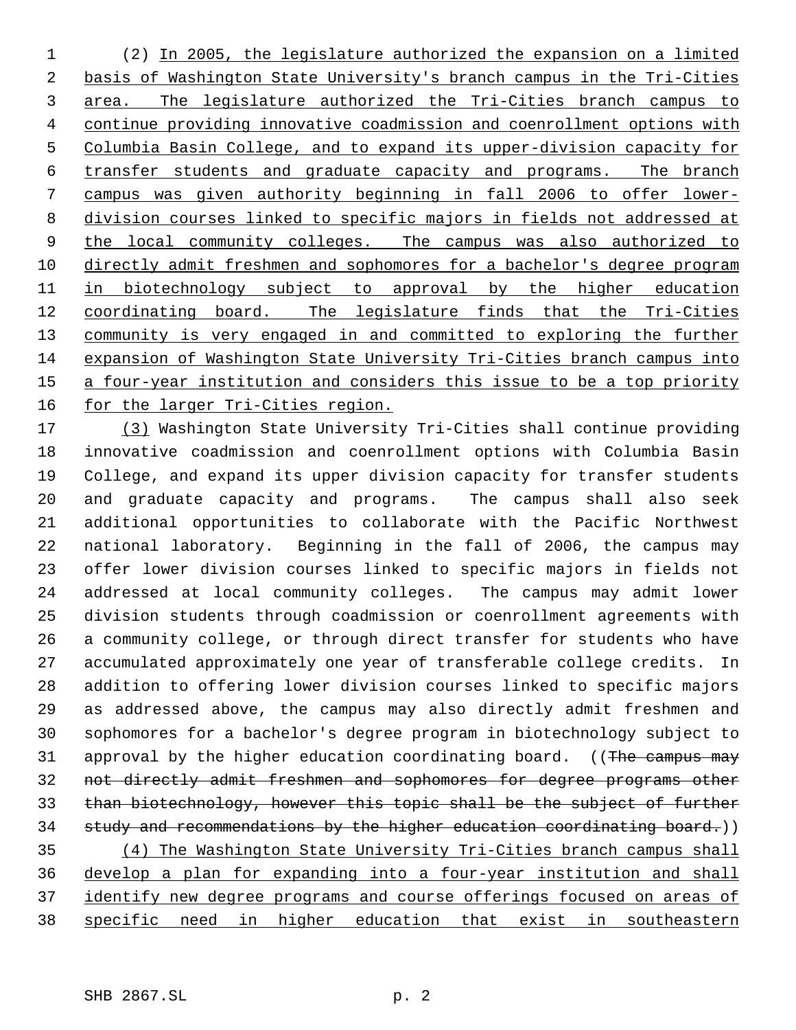(2) In 2005, the legislature authorized the expansion on a limited basis of Washington State University's branch campus in the Tri-Cities area. The legislature authorized the Tri-Cities branch campus to continue providing innovative coadmission and coenrollment options with Columbia Basin College, and to expand its upper-division capacity for transfer students and graduate capacity and programs. The branch campus was given authority beginning in fall 2006 to offer lower-division courses linked to specific majors in fields not addressed at the local community colleges. The campus was also authorized to directly admit freshmen and sophomores for a bachelor's degree program in biotechnology subject to approval by the higher education coordinating board. The legislature finds that the Tri-Cities community is very engaged in and committed to exploring the further expansion of Washington State University Tri-Cities branch campus into a four-year institution and considers this issue to be a top priority for the larger Tri-Cities region.

(3) Washington State University Tri-Cities shall continue providing innovative coadmission and coenrollment options with Columbia Basin College, and expand its upper division capacity for transfer students and graduate capacity and programs. The campus shall also seek additional opportunities to collaborate with the Pacific Northwest national laboratory. Beginning in the fall of 2006, the campus may offer lower division courses linked to specific majors in fields not addressed at local community colleges. The campus may admit lower division students through coadmission or coenrollment agreements with a community college, or through direct transfer for students who have accumulated approximately one year of transferable college credits. In addition to offering lower division courses linked to specific majors as addressed above, the campus may also directly admit freshmen and sophomores for a bachelor's degree program in biotechnology subject to approval by the higher education coordinating board. ((~~The campus may not directly admit freshmen and sophomores for degree programs other than biotechnology, however this topic shall be the subject of further study and recommendations by the higher education coordinating board.~~))

(4) The Washington State University Tri-Cities branch campus shall develop a plan for expanding into a four-year institution and shall identify new degree programs and course offerings focused on areas of specific need in higher education that exist in southeastern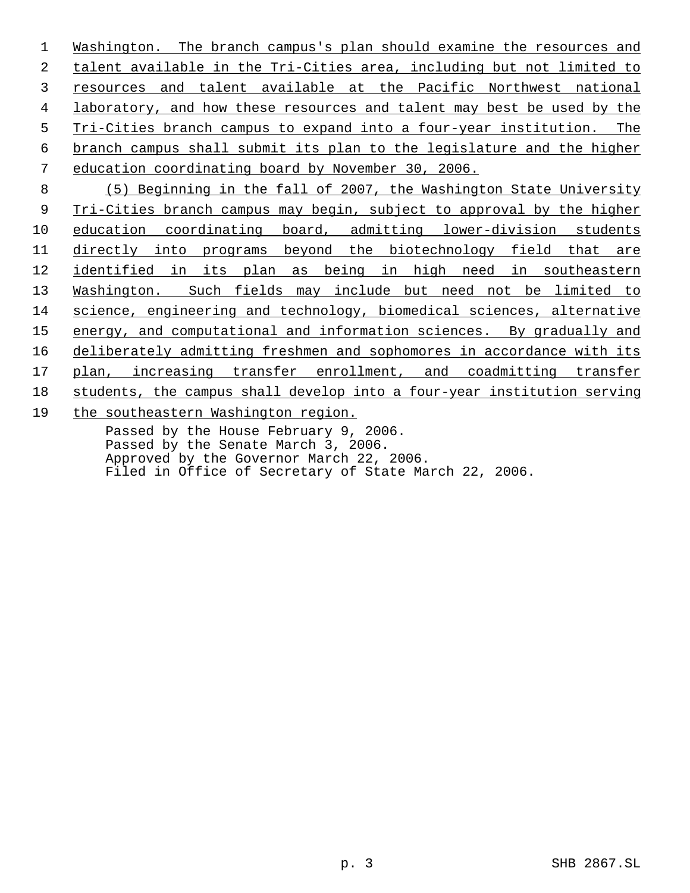Washington. The branch campus's plan should examine the resources and talent available in the Tri-Cities area, including but not limited to resources and talent available at the Pacific Northwest national laboratory, and how these resources and talent may best be used by the Tri-Cities branch campus to expand into a four-year institution. The branch campus shall submit its plan to the legislature and the higher education coordinating board by November 30, 2006.

(5) Beginning in the fall of 2007, the Washington State University Tri-Cities branch campus may begin, subject to approval by the higher education coordinating board, admitting lower-division students directly into programs beyond the biotechnology field that are identified in its plan as being in high need in southeastern Washington. Such fields may include but need not be limited to science, engineering and technology, biomedical sciences, alternative energy, and computational and information sciences. By gradually and deliberately admitting freshmen and sophomores in accordance with its plan, increasing transfer enrollment, and coadmitting transfer students, the campus shall develop into a four-year institution serving the southeastern Washington region.

Passed by the House February 9, 2006.
Passed by the Senate March 3, 2006.
Approved by the Governor March 22, 2006.
Filed in Office of Secretary of State March 22, 2006.